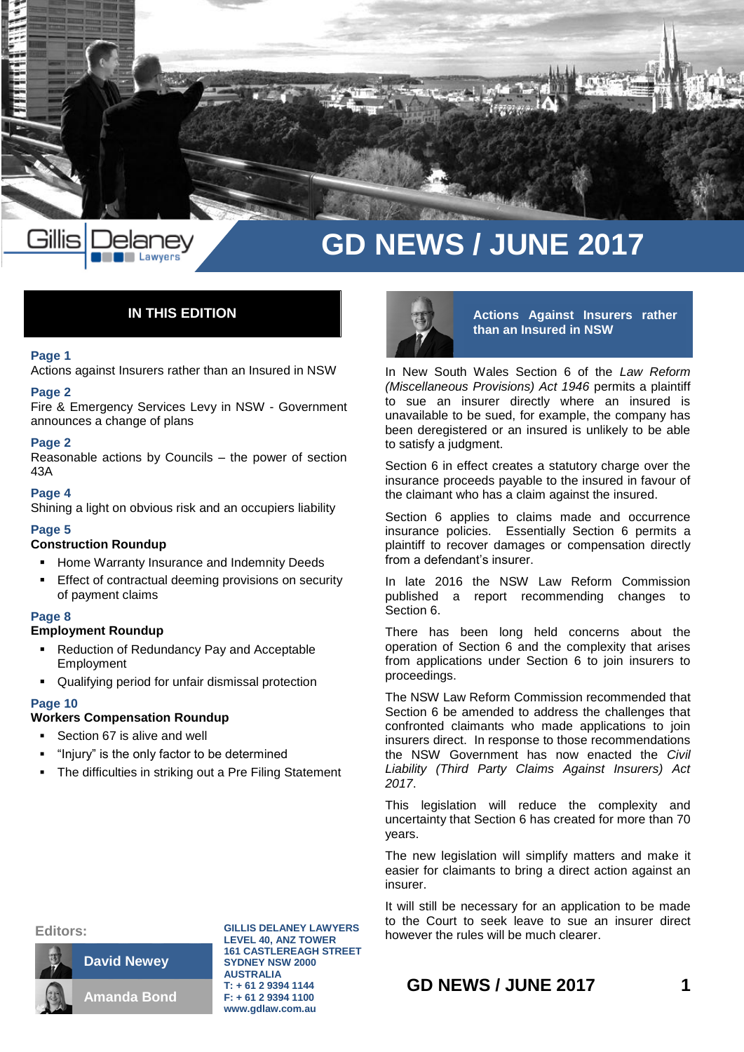# GD NEWS / JUNE 2017

## IN THIS EDITION

**Page 1**
Actions against Insurers rather than an Insured in NSW

**Page 2**
Fire & Emergency Services Levy in NSW - Government announces a change of plans

**Page 2**
Reasonable actions by Councils – the power of section 43A

**Page 4**
Shining a light on obvious risk and an occupiers liability

**Page 5**
**Construction Roundup**

- Home Warranty Insurance and Indemnity Deeds
- Effect of contractual deeming provisions on security of payment claims

**Page 8**
**Employment Roundup**

- Reduction of Redundancy Pay and Acceptable Employment
- Qualifying period for unfair dismissal protection

**Page 10**
**Workers Compensation Roundup**

- Section 67 is alive and well
- "Injury" is the only factor to be determined
- The difficulties in striking out a Pre Filing Statement

**Editors:**

David Newey
Amanda Bond

**GILLIS DELANEY LAWYERS**
**LEVEL 40, ANZ TOWER**
**161 CASTLEREAGH STREET**
**SYDNEY NSW 2000**
**AUSTRALIA**
**T: + 61 2 9394 1144**
**F: + 61 2 9394 1100**
**www.gdlaw.com.au**

## Actions Against Insurers rather than an Insured in NSW

In New South Wales Section 6 of the *Law Reform (Miscellaneous Provisions) Act 1946* permits a plaintiff to sue an insurer directly where an insured is unavailable to be sued, for example, the company has been deregistered or an insured is unlikely to be able to satisfy a judgment.

Section 6 in effect creates a statutory charge over the insurance proceeds payable to the insured in favour of the claimant who has a claim against the insured.

Section 6 applies to claims made and occurrence insurance policies. Essentially Section 6 permits a plaintiff to recover damages or compensation directly from a defendant's insurer.

In late 2016 the NSW Law Reform Commission published a report recommending changes to Section 6.

There has been long held concerns about the operation of Section 6 and the complexity that arises from applications under Section 6 to join insurers to proceedings.

The NSW Law Reform Commission recommended that Section 6 be amended to address the challenges that confronted claimants who made applications to join insurers direct. In response to those recommendations the NSW Government has now enacted the *Civil Liability (Third Party Claims Against Insurers) Act 2017*.

This legislation will reduce the complexity and uncertainty that Section 6 has created for more than 70 years.

The new legislation will simplify matters and make it easier for claimants to bring a direct action against an insurer.

It will still be necessary for an application to be made to the Court to seek leave to sue an insurer direct however the rules will be much clearer.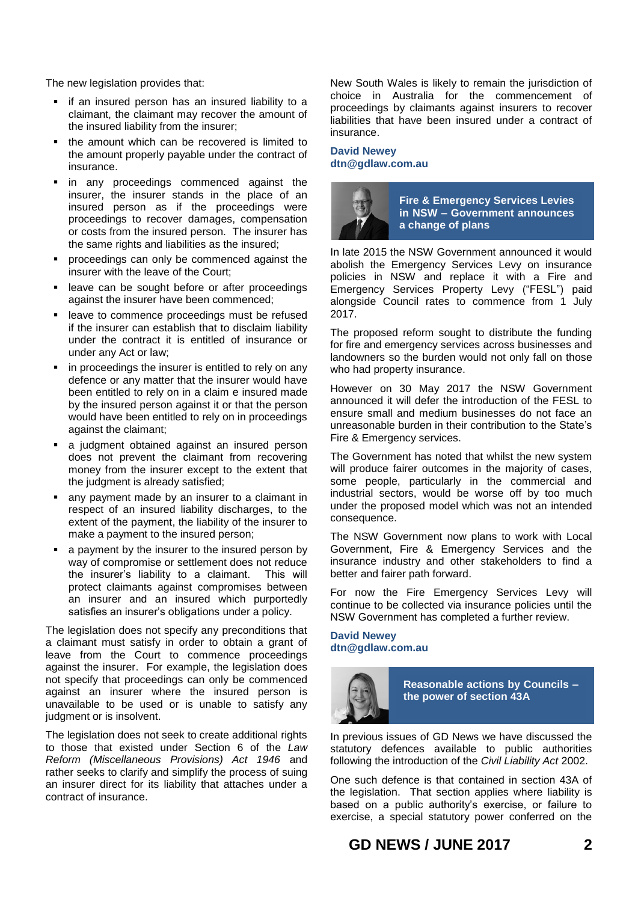The new legislation provides that:

- if an insured person has an insured liability to a claimant, the claimant may recover the amount of the insured liability from the insurer;
- the amount which can be recovered is limited to the amount properly payable under the contract of insurance.
- in any proceedings commenced against the insurer, the insurer stands in the place of an insured person as if the proceedings were proceedings to recover damages, compensation or costs from the insured person. The insurer has the same rights and liabilities as the insured;
- proceedings can only be commenced against the insurer with the leave of the Court;
- leave can be sought before or after proceedings against the insurer have been commenced;
- leave to commence proceedings must be refused if the insurer can establish that to disclaim liability under the contract it is entitled of insurance or under any Act or law;
- in proceedings the insurer is entitled to rely on any defence or any matter that the insurer would have been entitled to rely on in a claim e insured made by the insured person against it or that the person would have been entitled to rely on in proceedings against the claimant;
- a judgment obtained against an insured person does not prevent the claimant from recovering money from the insurer except to the extent that the judgment is already satisfied;
- any payment made by an insurer to a claimant in respect of an insured liability discharges, to the extent of the payment, the liability of the insurer to make a payment to the insured person;
- a payment by the insurer to the insured person by way of compromise or settlement does not reduce the insurer's liability to a claimant. This will protect claimants against compromises between an insurer and an insured which purportedly satisfies an insurer's obligations under a policy.

The legislation does not specify any preconditions that a claimant must satisfy in order to obtain a grant of leave from the Court to commence proceedings against the insurer. For example, the legislation does not specify that proceedings can only be commenced against an insurer where the insured person is unavailable to be used or is unable to satisfy any judgment or is insolvent.

The legislation does not seek to create additional rights to those that existed under Section 6 of the *Law Reform (Miscellaneous Provisions) Act 1946* and rather seeks to clarify and simplify the process of suing an insurer direct for its liability that attaches under a contract of insurance.

New South Wales is likely to remain the jurisdiction of choice in Australia for the commencement of proceedings by claimants against insurers to recover liabilities that have been insured under a contract of insurance.

**David Newey**
**dtn@gdlaw.com.au**

## Fire & Emergency Services Levies in NSW – Government announces a change of plans

In late 2015 the NSW Government announced it would abolish the Emergency Services Levy on insurance policies in NSW and replace it with a Fire and Emergency Services Property Levy ("FESL") paid alongside Council rates to commence from 1 July 2017.

The proposed reform sought to distribute the funding for fire and emergency services across businesses and landowners so the burden would not only fall on those who had property insurance.

However on 30 May 2017 the NSW Government announced it will defer the introduction of the FESL to ensure small and medium businesses do not face an unreasonable burden in their contribution to the State's Fire & Emergency services.

The Government has noted that whilst the new system will produce fairer outcomes in the majority of cases, some people, particularly in the commercial and industrial sectors, would be worse off by too much under the proposed model which was not an intended consequence.

The NSW Government now plans to work with Local Government, Fire & Emergency Services and the insurance industry and other stakeholders to find a better and fairer path forward.

For now the Fire Emergency Services Levy will continue to be collected via insurance policies until the NSW Government has completed a further review.

**David Newey**
**dtn@gdlaw.com.au**

## Reasonable actions by Councils – the power of section 43A

In previous issues of GD News we have discussed the statutory defences available to public authorities following the introduction of the *Civil Liability Act* 2002.

One such defence is that contained in section 43A of the legislation. That section applies where liability is based on a public authority's exercise, or failure to exercise, a special statutory power conferred on the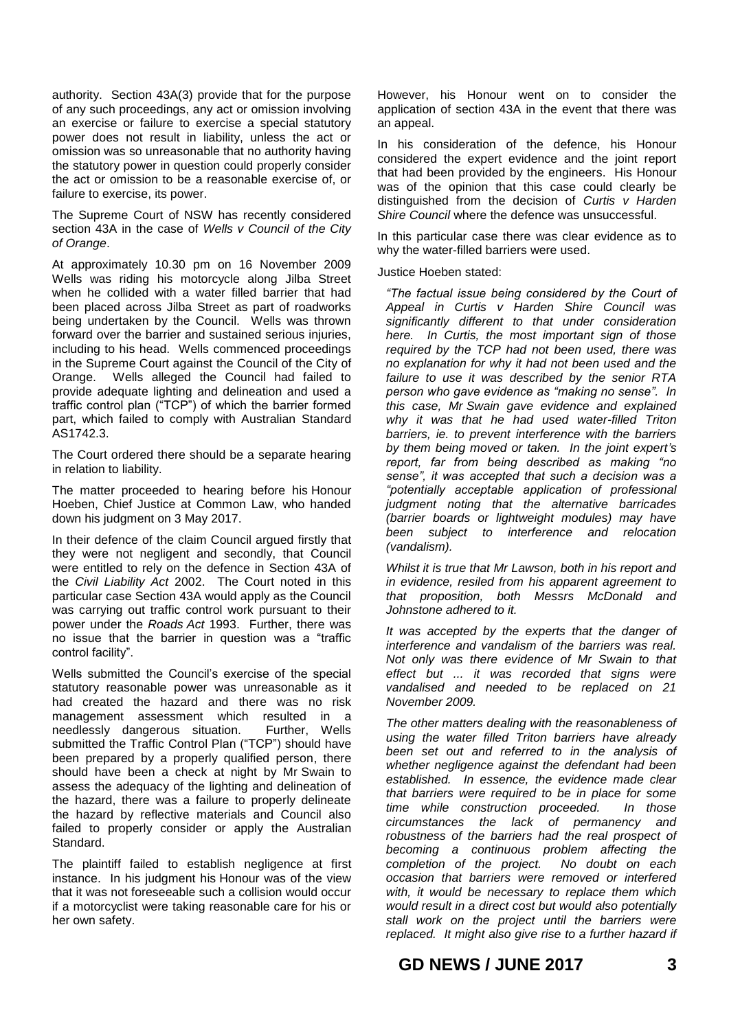authority. Section 43A(3) provide that for the purpose of any such proceedings, any act or omission involving an exercise or failure to exercise a special statutory power does not result in liability, unless the act or omission was so unreasonable that no authority having the statutory power in question could properly consider the act or omission to be a reasonable exercise of, or failure to exercise, its power.

The Supreme Court of NSW has recently considered section 43A in the case of *Wells v Council of the City of Orange*.

At approximately 10.30 pm on 16 November 2009 Wells was riding his motorcycle along Jilba Street when he collided with a water filled barrier that had been placed across Jilba Street as part of roadworks being undertaken by the Council. Wells was thrown forward over the barrier and sustained serious injuries, including to his head. Wells commenced proceedings in the Supreme Court against the Council of the City of Orange. Wells alleged the Council had failed to provide adequate lighting and delineation and used a traffic control plan ("TCP") of which the barrier formed part, which failed to comply with Australian Standard AS1742.3.

The Court ordered there should be a separate hearing in relation to liability.

The matter proceeded to hearing before his Honour Hoeben, Chief Justice at Common Law, who handed down his judgment on 3 May 2017.

In their defence of the claim Council argued firstly that they were not negligent and secondly, that Council were entitled to rely on the defence in Section 43A of the *Civil Liability Act* 2002. The Court noted in this particular case Section 43A would apply as the Council was carrying out traffic control work pursuant to their power under the *Roads Act* 1993. Further, there was no issue that the barrier in question was a "traffic control facility".

Wells submitted the Council's exercise of the special statutory reasonable power was unreasonable as it had created the hazard and there was no risk management assessment which resulted in a needlessly dangerous situation. Further, Wells submitted the Traffic Control Plan ("TCP") should have been prepared by a properly qualified person, there should have been a check at night by Mr Swain to assess the adequacy of the lighting and delineation of the hazard, there was a failure to properly delineate the hazard by reflective materials and Council also failed to properly consider or apply the Australian Standard.

The plaintiff failed to establish negligence at first instance. In his judgment his Honour was of the view that it was not foreseeable such a collision would occur if a motorcyclist were taking reasonable care for his or her own safety.

However, his Honour went on to consider the application of section 43A in the event that there was an appeal.

In his consideration of the defence, his Honour considered the expert evidence and the joint report that had been provided by the engineers. His Honour was of the opinion that this case could clearly be distinguished from the decision of *Curtis v Harden Shire Council* where the defence was unsuccessful.

In this particular case there was clear evidence as to why the water-filled barriers were used.

Justice Hoeben stated:

> *"The factual issue being considered by the Court of Appeal in Curtis v Harden Shire Council was significantly different to that under consideration here. In Curtis, the most important sign of those required by the TCP had not been used, there was no explanation for why it had not been used and the failure to use it was described by the senior RTA person who gave evidence as "making no sense". In this case, Mr Swain gave evidence and explained why it was that he had used water-filled Triton barriers, ie. to prevent interference with the barriers by them being moved or taken. In the joint expert's report, far from being described as making "no sense", it was accepted that such a decision was a "potentially acceptable application of professional judgment noting that the alternative barricades (barrier boards or lightweight modules) may have been subject to interference and relocation (vandalism).*
>
> *Whilst it is true that Mr Lawson, both in his report and in evidence, resiled from his apparent agreement to that proposition, both Messrs McDonald and Johnstone adhered to it.*
>
> *It was accepted by the experts that the danger of interference and vandalism of the barriers was real. Not only was there evidence of Mr Swain to that effect but ... it was recorded that signs were vandalised and needed to be replaced on 21 November 2009.*
>
> *The other matters dealing with the reasonableness of using the water filled Triton barriers have already been set out and referred to in the analysis of whether negligence against the defendant had been established. In essence, the evidence made clear that barriers were required to be in place for some time while construction proceeded. In those circumstances the lack of permanency and robustness of the barriers had the real prospect of becoming a continuous problem affecting the completion of the project. No doubt on each occasion that barriers were removed or interfered with, it would be necessary to replace them which would result in a direct cost but would also potentially stall work on the project until the barriers were replaced. It might also give rise to a further hazard if*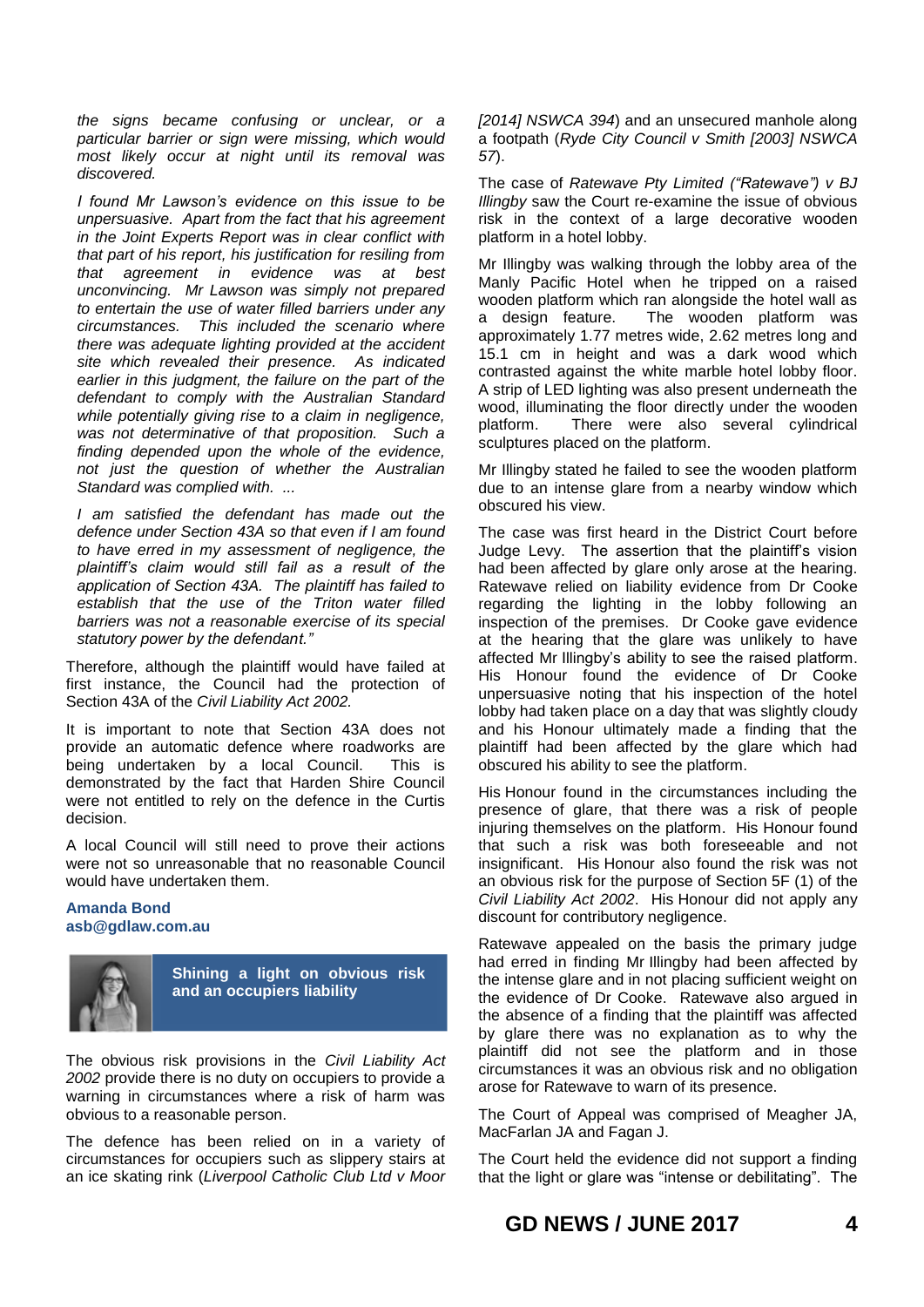*the signs became confusing or unclear, or a particular barrier or sign were missing, which would most likely occur at night until its removal was discovered.*

*I found Mr Lawson's evidence on this issue to be unpersuasive. Apart from the fact that his agreement in the Joint Experts Report was in clear conflict with that part of his report, his justification for resiling from that agreement in evidence was at best unconvincing. Mr Lawson was simply not prepared to entertain the use of water filled barriers under any circumstances. This included the scenario where there was adequate lighting provided at the accident site which revealed their presence. As indicated earlier in this judgment, the failure on the part of the defendant to comply with the Australian Standard while potentially giving rise to a claim in negligence, was not determinative of that proposition. Such a finding depended upon the whole of the evidence, not just the question of whether the Australian Standard was complied with. ...*

*I am satisfied the defendant has made out the defence under Section 43A so that even if I am found to have erred in my assessment of negligence, the plaintiff's claim would still fail as a result of the application of Section 43A. The plaintiff has failed to establish that the use of the Triton water filled barriers was not a reasonable exercise of its special statutory power by the defendant."*

Therefore, although the plaintiff would have failed at first instance, the Council had the protection of Section 43A of the *Civil Liability Act 2002.*

It is important to note that Section 43A does not provide an automatic defence where roadworks are being undertaken by a local Council. This is demonstrated by the fact that Harden Shire Council were not entitled to rely on the defence in the Curtis decision.

A local Council will still need to prove their actions were not so unreasonable that no reasonable Council would have undertaken them.

**Amanda Bond**
**asb@gdlaw.com.au**

## Shining a light on obvious risk and an occupiers liability

The obvious risk provisions in the *Civil Liability Act 2002* provide there is no duty on occupiers to provide a warning in circumstances where a risk of harm was obvious to a reasonable person.

The defence has been relied on in a variety of circumstances for occupiers such as slippery stairs at an ice skating rink (*Liverpool Catholic Club Ltd v Moor [2014] NSWCA 394*) and an unsecured manhole along a footpath (*Ryde City Council v Smith [2003] NSWCA 57*).

The case of *Ratewave Pty Limited ("Ratewave") v BJ Illingby* saw the Court re-examine the issue of obvious risk in the context of a large decorative wooden platform in a hotel lobby.

Mr Illingby was walking through the lobby area of the Manly Pacific Hotel when he tripped on a raised wooden platform which ran alongside the hotel wall as a design feature. The wooden platform was approximately 1.77 metres wide, 2.62 metres long and 15.1 cm in height and was a dark wood which contrasted against the white marble hotel lobby floor. A strip of LED lighting was also present underneath the wood, illuminating the floor directly under the wooden platform. There were also several cylindrical sculptures placed on the platform.

Mr Illingby stated he failed to see the wooden platform due to an intense glare from a nearby window which obscured his view.

The case was first heard in the District Court before Judge Levy. The assertion that the plaintiff's vision had been affected by glare only arose at the hearing. Ratewave relied on liability evidence from Dr Cooke regarding the lighting in the lobby following an inspection of the premises. Dr Cooke gave evidence at the hearing that the glare was unlikely to have affected Mr Illingby's ability to see the raised platform. His Honour found the evidence of Dr Cooke unpersuasive noting that his inspection of the hotel lobby had taken place on a day that was slightly cloudy and his Honour ultimately made a finding that the plaintiff had been affected by the glare which had obscured his ability to see the platform.

His Honour found in the circumstances including the presence of glare, that there was a risk of people injuring themselves on the platform. His Honour found that such a risk was both foreseeable and not insignificant. His Honour also found the risk was not an obvious risk for the purpose of Section 5F (1) of the *Civil Liability Act 2002*. His Honour did not apply any discount for contributory negligence.

Ratewave appealed on the basis the primary judge had erred in finding Mr Illingby had been affected by the intense glare and in not placing sufficient weight on the evidence of Dr Cooke. Ratewave also argued in the absence of a finding that the plaintiff was affected by glare there was no explanation as to why the plaintiff did not see the platform and in those circumstances it was an obvious risk and no obligation arose for Ratewave to warn of its presence.

The Court of Appeal was comprised of Meagher JA, MacFarlan JA and Fagan J.

The Court held the evidence did not support a finding that the light or glare was "intense or debilitating". The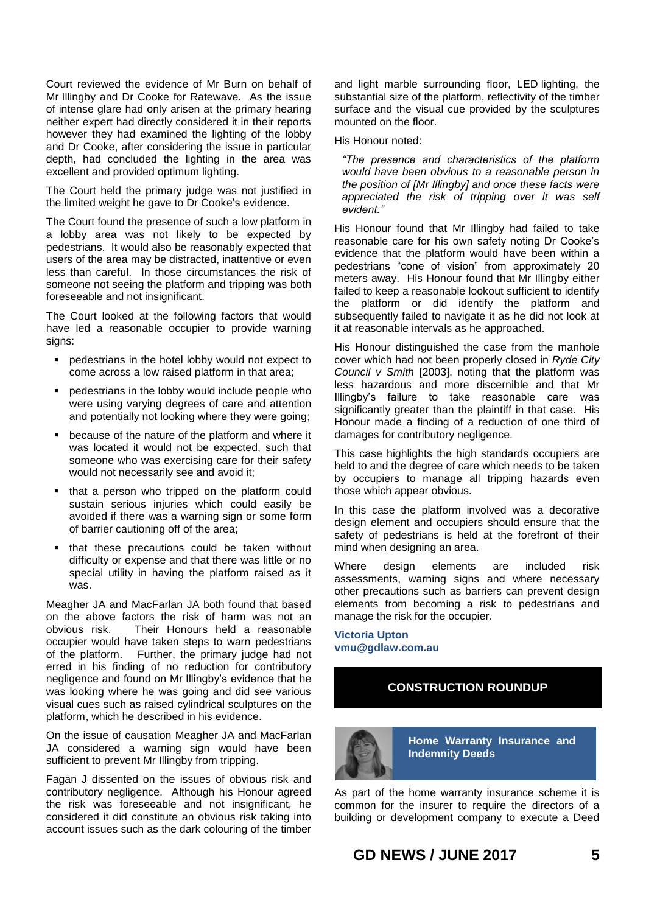Court reviewed the evidence of Mr Burn on behalf of Mr Illingby and Dr Cooke for Ratewave. As the issue of intense glare had only arisen at the primary hearing neither expert had directly considered it in their reports however they had examined the lighting of the lobby and Dr Cooke, after considering the issue in particular depth, had concluded the lighting in the area was excellent and provided optimum lighting.

The Court held the primary judge was not justified in the limited weight he gave to Dr Cooke's evidence.

The Court found the presence of such a low platform in a lobby area was not likely to be expected by pedestrians. It would also be reasonably expected that users of the area may be distracted, inattentive or even less than careful. In those circumstances the risk of someone not seeing the platform and tripping was both foreseeable and not insignificant.

The Court looked at the following factors that would have led a reasonable occupier to provide warning signs:

- pedestrians in the hotel lobby would not expect to come across a low raised platform in that area;
- pedestrians in the lobby would include people who were using varying degrees of care and attention and potentially not looking where they were going;
- because of the nature of the platform and where it was located it would not be expected, such that someone who was exercising care for their safety would not necessarily see and avoid it;
- that a person who tripped on the platform could sustain serious injuries which could easily be avoided if there was a warning sign or some form of barrier cautioning off of the area;
- that these precautions could be taken without difficulty or expense and that there was little or no special utility in having the platform raised as it was.

Meagher JA and MacFarlan JA both found that based on the above factors the risk of harm was not an obvious risk. Their Honours held a reasonable occupier would have taken steps to warn pedestrians of the platform. Further, the primary judge had not erred in his finding of no reduction for contributory negligence and found on Mr Illingby's evidence that he was looking where he was going and did see various visual cues such as raised cylindrical sculptures on the platform, which he described in his evidence.

On the issue of causation Meagher JA and MacFarlan JA considered a warning sign would have been sufficient to prevent Mr Illingby from tripping.

Fagan J dissented on the issues of obvious risk and contributory negligence. Although his Honour agreed the risk was foreseeable and not insignificant, he considered it did constitute an obvious risk taking into account issues such as the dark colouring of the timber and light marble surrounding floor, LED lighting, the substantial size of the platform, reflectivity of the timber surface and the visual cue provided by the sculptures mounted on the floor.

His Honour noted:

> *"The presence and characteristics of the platform would have been obvious to a reasonable person in the position of [Mr Illingby] and once these facts were appreciated the risk of tripping over it was self evident."*

His Honour found that Mr Illingby had failed to take reasonable care for his own safety noting Dr Cooke's evidence that the platform would have been within a pedestrians "cone of vision" from approximately 20 meters away. His Honour found that Mr Illingby either failed to keep a reasonable lookout sufficient to identify the platform or did identify the platform and subsequently failed to navigate it as he did not look at it at reasonable intervals as he approached.

His Honour distinguished the case from the manhole cover which had not been properly closed in *Ryde City Council v Smith* [2003], noting that the platform was less hazardous and more discernible and that Mr Illingby's failure to take reasonable care was significantly greater than the plaintiff in that case. His Honour made a finding of a reduction of one third of damages for contributory negligence.

This case highlights the high standards occupiers are held to and the degree of care which needs to be taken by occupiers to manage all tripping hazards even those which appear obvious.

In this case the platform involved was a decorative design element and occupiers should ensure that the safety of pedestrians is held at the forefront of their mind when designing an area.

Where design elements are included risk assessments, warning signs and where necessary other precautions such as barriers can prevent design elements from becoming a risk to pedestrians and manage the risk for the occupier.

**Victoria Upton**
**vmu@gdlaw.com.au**

## CONSTRUCTION ROUNDUP

### Home Warranty Insurance and Indemnity Deeds

As part of the home warranty insurance scheme it is common for the insurer to require the directors of a building or development company to execute a Deed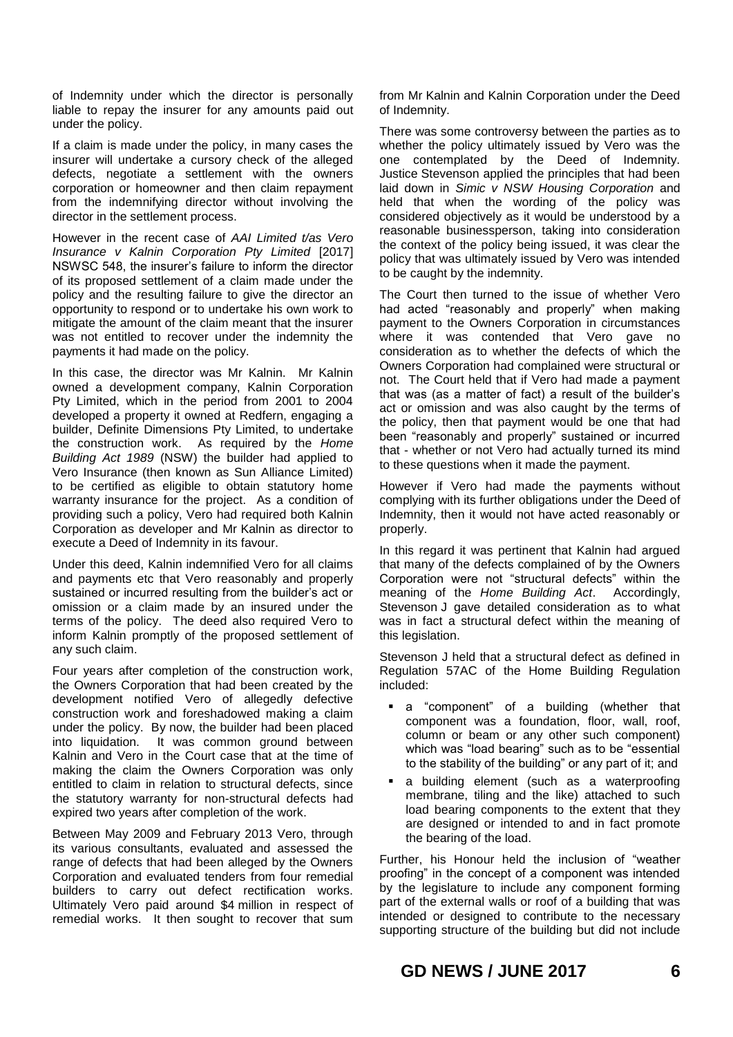of Indemnity under which the director is personally liable to repay the insurer for any amounts paid out under the policy.

If a claim is made under the policy, in many cases the insurer will undertake a cursory check of the alleged defects, negotiate a settlement with the owners corporation or homeowner and then claim repayment from the indemnifying director without involving the director in the settlement process.

However in the recent case of *AAI Limited t/as Vero Insurance v Kalnin Corporation Pty Limited* [2017] NSWSC 548, the insurer's failure to inform the director of its proposed settlement of a claim made under the policy and the resulting failure to give the director an opportunity to respond or to undertake his own work to mitigate the amount of the claim meant that the insurer was not entitled to recover under the indemnity the payments it had made on the policy.

In this case, the director was Mr Kalnin. Mr Kalnin owned a development company, Kalnin Corporation Pty Limited, which in the period from 2001 to 2004 developed a property it owned at Redfern, engaging a builder, Definite Dimensions Pty Limited, to undertake the construction work. As required by the *Home Building Act 1989* (NSW) the builder had applied to Vero Insurance (then known as Sun Alliance Limited) to be certified as eligible to obtain statutory home warranty insurance for the project. As a condition of providing such a policy, Vero had required both Kalnin Corporation as developer and Mr Kalnin as director to execute a Deed of Indemnity in its favour.

Under this deed, Kalnin indemnified Vero for all claims and payments etc that Vero reasonably and properly sustained or incurred resulting from the builder's act or omission or a claim made by an insured under the terms of the policy. The deed also required Vero to inform Kalnin promptly of the proposed settlement of any such claim.

Four years after completion of the construction work, the Owners Corporation that had been created by the development notified Vero of allegedly defective construction work and foreshadowed making a claim under the policy. By now, the builder had been placed into liquidation. It was common ground between Kalnin and Vero in the Court case that at the time of making the claim the Owners Corporation was only entitled to claim in relation to structural defects, since the statutory warranty for non-structural defects had expired two years after completion of the work.

Between May 2009 and February 2013 Vero, through its various consultants, evaluated and assessed the range of defects that had been alleged by the Owners Corporation and evaluated tenders from four remedial builders to carry out defect rectification works. Ultimately Vero paid around $4 million in respect of remedial works. It then sought to recover that sum from Mr Kalnin and Kalnin Corporation under the Deed of Indemnity.

There was some controversy between the parties as to whether the policy ultimately issued by Vero was the one contemplated by the Deed of Indemnity. Justice Stevenson applied the principles that had been laid down in *Simic v NSW Housing Corporation* and held that when the wording of the policy was considered objectively as it would be understood by a reasonable businessperson, taking into consideration the context of the policy being issued, it was clear the policy that was ultimately issued by Vero was intended to be caught by the indemnity.

The Court then turned to the issue of whether Vero had acted "reasonably and properly" when making payment to the Owners Corporation in circumstances where it was contended that Vero gave no consideration as to whether the defects of which the Owners Corporation had complained were structural or not. The Court held that if Vero had made a payment that was (as a matter of fact) a result of the builder's act or omission and was also caught by the terms of the policy, then that payment would be one that had been "reasonably and properly" sustained or incurred that - whether or not Vero had actually turned its mind to these questions when it made the payment.

However if Vero had made the payments without complying with its further obligations under the Deed of Indemnity, then it would not have acted reasonably or properly.

In this regard it was pertinent that Kalnin had argued that many of the defects complained of by the Owners Corporation were not "structural defects" within the meaning of the *Home Building Act*. Accordingly, Stevenson J gave detailed consideration as to what was in fact a structural defect within the meaning of this legislation.

Stevenson J held that a structural defect as defined in Regulation 57AC of the Home Building Regulation included:

- a "component" of a building (whether that component was a foundation, floor, wall, roof, column or beam or any other such component) which was "load bearing" such as to be "essential to the stability of the building" or any part of it; and
- a building element (such as a waterproofing membrane, tiling and the like) attached to such load bearing components to the extent that they are designed or intended to and in fact promote the bearing of the load.

Further, his Honour held the inclusion of "weather proofing" in the concept of a component was intended by the legislature to include any component forming part of the external walls or roof of a building that was intended or designed to contribute to the necessary supporting structure of the building but did not include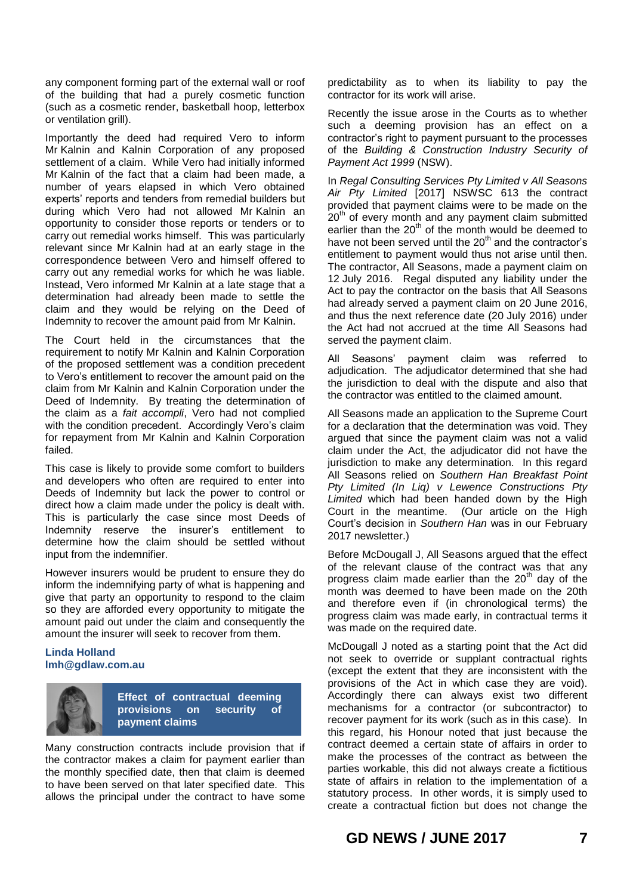any component forming part of the external wall or roof of the building that had a purely cosmetic function (such as a cosmetic render, basketball hoop, letterbox or ventilation grill).

Importantly the deed had required Vero to inform Mr Kalnin and Kalnin Corporation of any proposed settlement of a claim. While Vero had initially informed Mr Kalnin of the fact that a claim had been made, a number of years elapsed in which Vero obtained experts' reports and tenders from remedial builders but during which Vero had not allowed Mr Kalnin an opportunity to consider those reports or tenders or to carry out remedial works himself. This was particularly relevant since Mr Kalnin had at an early stage in the correspondence between Vero and himself offered to carry out any remedial works for which he was liable. Instead, Vero informed Mr Kalnin at a late stage that a determination had already been made to settle the claim and they would be relying on the Deed of Indemnity to recover the amount paid from Mr Kalnin.

The Court held in the circumstances that the requirement to notify Mr Kalnin and Kalnin Corporation of the proposed settlement was a condition precedent to Vero's entitlement to recover the amount paid on the claim from Mr Kalnin and Kalnin Corporation under the Deed of Indemnity. By treating the determination of the claim as a *fait accompli*, Vero had not complied with the condition precedent. Accordingly Vero's claim for repayment from Mr Kalnin and Kalnin Corporation failed.

This case is likely to provide some comfort to builders and developers who often are required to enter into Deeds of Indemnity but lack the power to control or direct how a claim made under the policy is dealt with. This is particularly the case since most Deeds of Indemnity reserve the insurer's entitlement to determine how the claim should be settled without input from the indemnifier.

However insurers would be prudent to ensure they do inform the indemnifying party of what is happening and give that party an opportunity to respond to the claim so they are afforded every opportunity to mitigate the amount paid out under the claim and consequently the amount the insurer will seek to recover from them.

**Linda Holland**
**lmh@gdlaw.com.au**

## Effect of contractual deeming provisions on security of payment claims

Many construction contracts include provision that if the contractor makes a claim for payment earlier than the monthly specified date, then that claim is deemed to have been served on that later specified date. This allows the principal under the contract to have some predictability as to when its liability to pay the contractor for its work will arise.

Recently the issue arose in the Courts as to whether such a deeming provision has an effect on a contractor's right to payment pursuant to the processes of the *Building & Construction Industry Security of Payment Act 1999* (NSW).

In *Regal Consulting Services Pty Limited v All Seasons Air Pty Limited* [2017] NSWSC 613 the contract provided that payment claims were to be made on the 20th of every month and any payment claim submitted earlier than the 20th of the month would be deemed to have not been served until the 20th and the contractor's entitlement to payment would thus not arise until then. The contractor, All Seasons, made a payment claim on 12 July 2016. Regal disputed any liability under the Act to pay the contractor on the basis that All Seasons had already served a payment claim on 20 June 2016, and thus the next reference date (20 July 2016) under the Act had not accrued at the time All Seasons had served the payment claim.

All Seasons' payment claim was referred to adjudication. The adjudicator determined that she had the jurisdiction to deal with the dispute and also that the contractor was entitled to the claimed amount.

All Seasons made an application to the Supreme Court for a declaration that the determination was void. They argued that since the payment claim was not a valid claim under the Act, the adjudicator did not have the jurisdiction to make any determination. In this regard All Seasons relied on *Southern Han Breakfast Point Pty Limited (In Liq) v Lewence Constructions Pty Limited* which had been handed down by the High Court in the meantime. (Our article on the High Court's decision in *Southern Han* was in our February 2017 newsletter.)

Before McDougall J, All Seasons argued that the effect of the relevant clause of the contract was that any progress claim made earlier than the 20th day of the month was deemed to have been made on the 20th and therefore even if (in chronological terms) the progress claim was made early, in contractual terms it was made on the required date.

McDougall J noted as a starting point that the Act did not seek to override or supplant contractual rights (except the extent that they are inconsistent with the provisions of the Act in which case they are void). Accordingly there can always exist two different mechanisms for a contractor (or subcontractor) to recover payment for its work (such as in this case). In this regard, his Honour noted that just because the contract deemed a certain state of affairs in order to make the processes of the contract as between the parties workable, this did not always create a fictitious state of affairs in relation to the implementation of a statutory process. In other words, it is simply used to create a contractual fiction but does not change the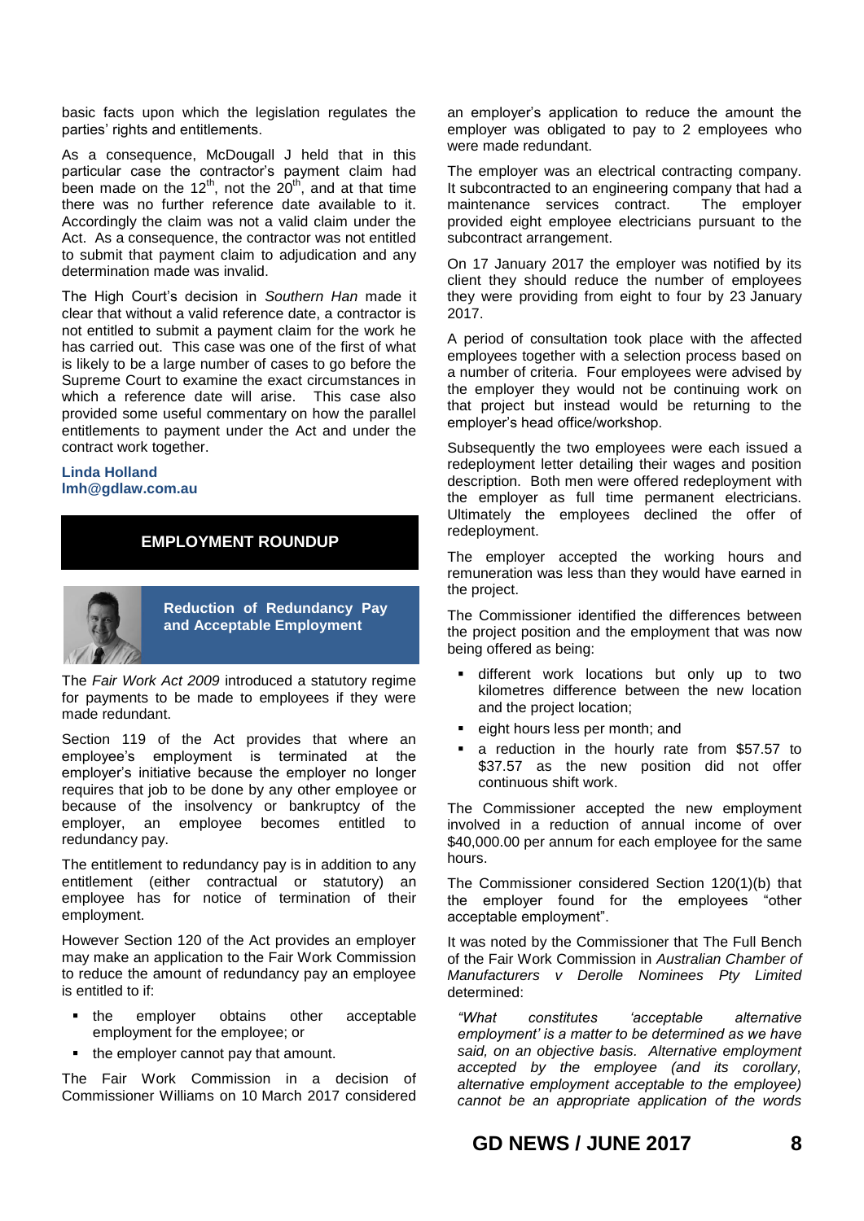basic facts upon which the legislation regulates the parties' rights and entitlements.

As a consequence, McDougall J held that in this particular case the contractor's payment claim had been made on the 12th, not the 20th, and at that time there was no further reference date available to it. Accordingly the claim was not a valid claim under the Act. As a consequence, the contractor was not entitled to submit that payment claim to adjudication and any determination made was invalid.

The High Court's decision in *Southern Han* made it clear that without a valid reference date, a contractor is not entitled to submit a payment claim for the work he has carried out. This case was one of the first of what is likely to be a large number of cases to go before the Supreme Court to examine the exact circumstances in which a reference date will arise. This case also provided some useful commentary on how the parallel entitlements to payment under the Act and under the contract work together.

**Linda Holland**
**lmh@gdlaw.com.au**

## EMPLOYMENT ROUNDUP

### Reduction of Redundancy Pay and Acceptable Employment

The *Fair Work Act 2009* introduced a statutory regime for payments to be made to employees if they were made redundant.

Section 119 of the Act provides that where an employee's employment is terminated at the employer's initiative because the employer no longer requires that job to be done by any other employee or because of the insolvency or bankruptcy of the employer, an employee becomes entitled to redundancy pay.

The entitlement to redundancy pay is in addition to any entitlement (either contractual or statutory) an employee has for notice of termination of their employment.

However Section 120 of the Act provides an employer may make an application to the Fair Work Commission to reduce the amount of redundancy pay an employee is entitled to if:

- the employer obtains other acceptable employment for the employee; or
- the employer cannot pay that amount.

The Fair Work Commission in a decision of Commissioner Williams on 10 March 2017 considered an employer's application to reduce the amount the employer was obligated to pay to 2 employees who were made redundant.

The employer was an electrical contracting company. It subcontracted to an engineering company that had a maintenance services contract. The employer provided eight employee electricians pursuant to the subcontract arrangement.

On 17 January 2017 the employer was notified by its client they should reduce the number of employees they were providing from eight to four by 23 January 2017.

A period of consultation took place with the affected employees together with a selection process based on a number of criteria. Four employees were advised by the employer they would not be continuing work on that project but instead would be returning to the employer's head office/workshop.

Subsequently the two employees were each issued a redeployment letter detailing their wages and position description. Both men were offered redeployment with the employer as full time permanent electricians. Ultimately the employees declined the offer of redeployment.

The employer accepted the working hours and remuneration was less than they would have earned in the project.

The Commissioner identified the differences between the project position and the employment that was now being offered as being:

- different work locations but only up to two kilometres difference between the new location and the project location;
- eight hours less per month; and
- a reduction in the hourly rate from $57.57 to $37.57 as the new position did not offer continuous shift work.

The Commissioner accepted the new employment involved in a reduction of annual income of over $40,000.00 per annum for each employee for the same hours.

The Commissioner considered Section 120(1)(b) that the employer found for the employees "other acceptable employment".

It was noted by the Commissioner that The Full Bench of the Fair Work Commission in *Australian Chamber of Manufacturers v Derolle Nominees Pty Limited* determined:

*"What constitutes 'acceptable alternative employment' is a matter to be determined as we have said, on an objective basis. Alternative employment accepted by the employee (and its corollary, alternative employment acceptable to the employee) cannot be an appropriate application of the words*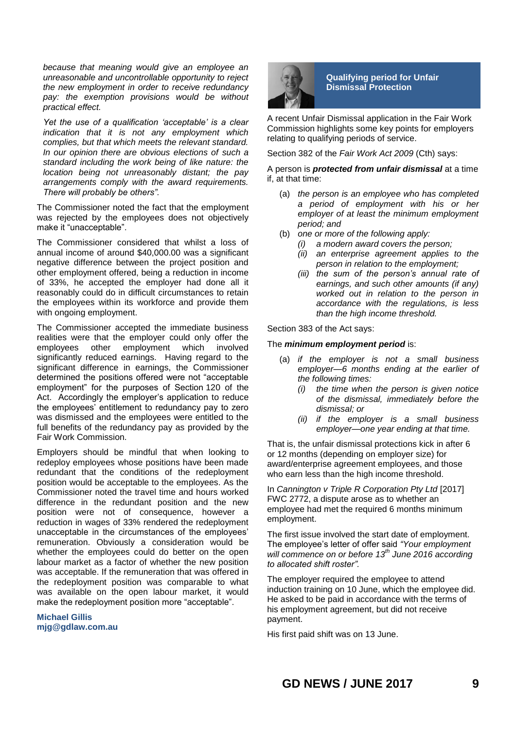*because that meaning would give an employee an unreasonable and uncontrollable opportunity to reject the new employment in order to receive redundancy pay: the exemption provisions would be without practical effect.*

*Yet the use of a qualification 'acceptable' is a clear indication that it is not any employment which complies, but that which meets the relevant standard. In our opinion there are obvious elections of such a standard including the work being of like nature: the location being not unreasonably distant; the pay arrangements comply with the award requirements. There will probably be others".*

The Commissioner noted the fact that the employment was rejected by the employees does not objectively make it "unacceptable".

The Commissioner considered that whilst a loss of annual income of around $40,000.00 was a significant negative difference between the project position and other employment offered, being a reduction in income of 33%, he accepted the employer had done all it reasonably could do in difficult circumstances to retain the employees within its workforce and provide them with ongoing employment.

The Commissioner accepted the immediate business realities were that the employer could only offer the employees other employment which involved significantly reduced earnings. Having regard to the significant difference in earnings, the Commissioner determined the positions offered were not "acceptable employment" for the purposes of Section 120 of the Act. Accordingly the employer's application to reduce the employees' entitlement to redundancy pay to zero was dismissed and the employees were entitled to the full benefits of the redundancy pay as provided by the Fair Work Commission.

Employers should be mindful that when looking to redeploy employees whose positions have been made redundant that the conditions of the redeployment position would be acceptable to the employees. As the Commissioner noted the travel time and hours worked difference in the redundant position and the new position were not of consequence, however a reduction in wages of 33% rendered the redeployment unacceptable in the circumstances of the employees' remuneration. Obviously a consideration would be whether the employees could do better on the open labour market as a factor of whether the new position was acceptable. If the remuneration that was offered in the redeployment position was comparable to what was available on the open labour market, it would make the redeployment position more "acceptable".

**Michael Gillis**
**mjg@gdlaw.com.au**

## Qualifying period for Unfair Dismissal Protection

A recent Unfair Dismissal application in the Fair Work Commission highlights some key points for employers relating to qualifying periods of service.

Section 382 of the *Fair Work Act 2009* (Cth) says:

A person is ***protected from unfair dismissal*** at a time if, at that time:

(a) *the person is an employee who has completed a period of employment with his or her employer of at least the minimum employment period; and*

(b) *one or more of the following apply:*
   - *(i) a modern award covers the person;*
   - *(ii) an enterprise agreement applies to the person in relation to the employment;*
   - *(iii) the sum of the person's annual rate of earnings, and such other amounts (if any) worked out in relation to the person in accordance with the regulations, is less than the high income threshold.*

Section 383 of the Act says:

The ***minimum employment period*** is:

(a) *if the employer is not a small business employer—6 months ending at the earlier of the following times:*
   - *(i) the time when the person is given notice of the dismissal, immediately before the dismissal; or*
   - *(ii) if the employer is a small business employer—one year ending at that time.*

That is, the unfair dismissal protections kick in after 6 or 12 months (depending on employer size) for award/enterprise agreement employees, and those who earn less than the high income threshold.

In *Cannington v Triple R Corporation Pty Ltd* [2017] FWC 2772, a dispute arose as to whether an employee had met the required 6 months minimum employment.

The first issue involved the start date of employment. The employee's letter of offer said *"Your employment will commence on or before 13th June 2016 according to allocated shift roster".*

The employer required the employee to attend induction training on 10 June, which the employee did. He asked to be paid in accordance with the terms of his employment agreement, but did not receive payment.

His first paid shift was on 13 June.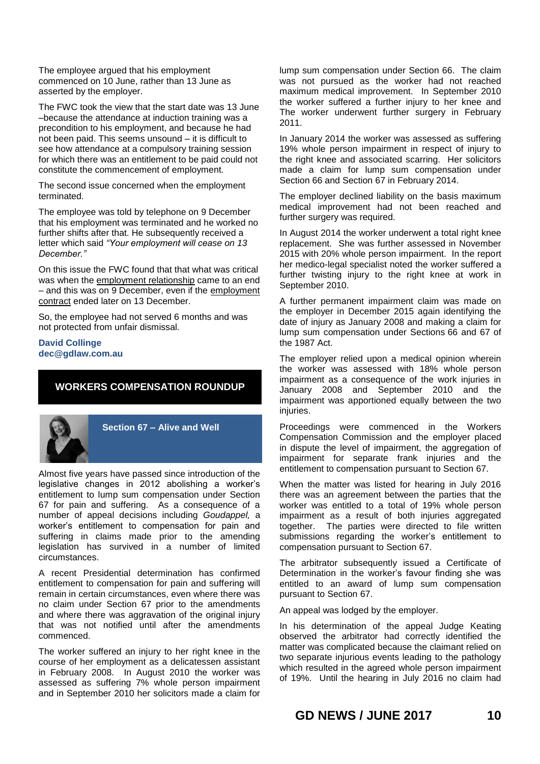The employee argued that his employment commenced on 10 June, rather than 13 June as asserted by the employer.

The FWC took the view that the start date was 13 June –because the attendance at induction training was a precondition to his employment, and because he had not been paid. This seems unsound – it is difficult to see how attendance at a compulsory training session for which there was an entitlement to be paid could not constitute the commencement of employment.

The second issue concerned when the employment terminated.

The employee was told by telephone on 9 December that his employment was terminated and he worked no further shifts after that. He subsequently received a letter which said *"Your employment will cease on 13 December."*

On this issue the FWC found that that what was critical was when the employment relationship came to an end – and this was on 9 December, even if the employment contract ended later on 13 December.

So, the employee had not served 6 months and was not protected from unfair dismissal.

**David Collinge**
**dec@gdlaw.com.au**

## WORKERS COMPENSATION ROUNDUP

### Section 67 – Alive and Well

Almost five years have passed since introduction of the legislative changes in 2012 abolishing a worker's entitlement to lump sum compensation under Section 67 for pain and suffering. As a consequence of a number of appeal decisions including *Goudappel,* a worker's entitlement to compensation for pain and suffering in claims made prior to the amending legislation has survived in a number of limited circumstances.

A recent Presidential determination has confirmed entitlement to compensation for pain and suffering will remain in certain circumstances, even where there was no claim under Section 67 prior to the amendments and where there was aggravation of the original injury that was not notified until after the amendments commenced.

The worker suffered an injury to her right knee in the course of her employment as a delicatessen assistant in February 2008. In August 2010 the worker was assessed as suffering 7% whole person impairment and in September 2010 her solicitors made a claim for lump sum compensation under Section 66. The claim was not pursued as the worker had not reached maximum medical improvement. In September 2010 the worker suffered a further injury to her knee and The worker underwent further surgery in February 2011.

In January 2014 the worker was assessed as suffering 19% whole person impairment in respect of injury to the right knee and associated scarring. Her solicitors made a claim for lump sum compensation under Section 66 and Section 67 in February 2014.

The employer declined liability on the basis maximum medical improvement had not been reached and further surgery was required.

In August 2014 the worker underwent a total right knee replacement. She was further assessed in November 2015 with 20% whole person impairment. In the report her medico-legal specialist noted the worker suffered a further twisting injury to the right knee at work in September 2010.

A further permanent impairment claim was made on the employer in December 2015 again identifying the date of injury as January 2008 and making a claim for lump sum compensation under Sections 66 and 67 of the 1987 Act.

The employer relied upon a medical opinion wherein the worker was assessed with 18% whole person impairment as a consequence of the work injuries in January 2008 and September 2010 and the impairment was apportioned equally between the two injuries.

Proceedings were commenced in the Workers Compensation Commission and the employer placed in dispute the level of impairment, the aggregation of impairment for separate frank injuries and the entitlement to compensation pursuant to Section 67.

When the matter was listed for hearing in July 2016 there was an agreement between the parties that the worker was entitled to a total of 19% whole person impairment as a result of both injuries aggregated together. The parties were directed to file written submissions regarding the worker's entitlement to compensation pursuant to Section 67.

The arbitrator subsequently issued a Certificate of Determination in the worker's favour finding she was entitled to an award of lump sum compensation pursuant to Section 67.

An appeal was lodged by the employer.

In his determination of the appeal Judge Keating observed the arbitrator had correctly identified the matter was complicated because the claimant relied on two separate injurious events leading to the pathology which resulted in the agreed whole person impairment of 19%. Until the hearing in July 2016 no claim had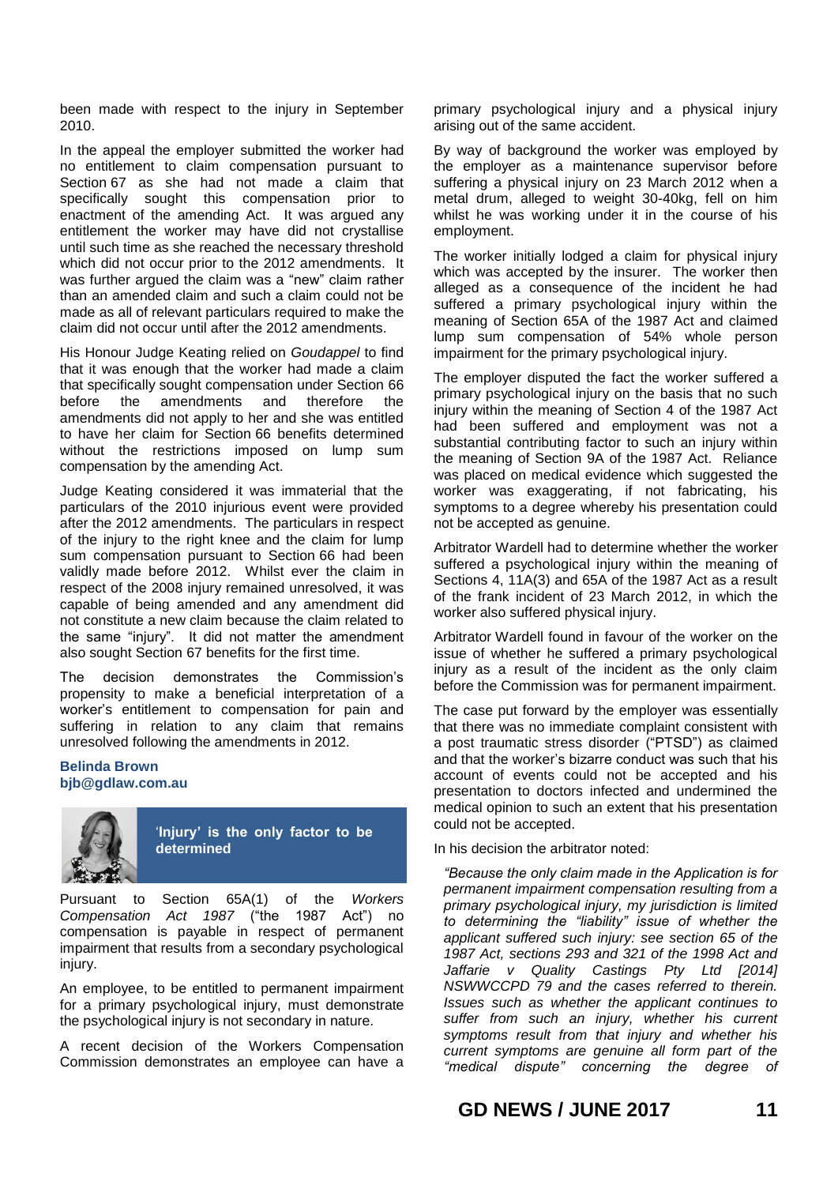been made with respect to the injury in September 2010.

In the appeal the employer submitted the worker had no entitlement to claim compensation pursuant to Section 67 as she had not made a claim that specifically sought this compensation prior to enactment of the amending Act. It was argued any entitlement the worker may have did not crystallise until such time as she reached the necessary threshold which did not occur prior to the 2012 amendments. It was further argued the claim was a "new" claim rather than an amended claim and such a claim could not be made as all of relevant particulars required to make the claim did not occur until after the 2012 amendments.

His Honour Judge Keating relied on *Goudappel* to find that it was enough that the worker had made a claim that specifically sought compensation under Section 66 before the amendments and therefore the amendments did not apply to her and she was entitled to have her claim for Section 66 benefits determined without the restrictions imposed on lump sum compensation by the amending Act.

Judge Keating considered it was immaterial that the particulars of the 2010 injurious event were provided after the 2012 amendments. The particulars in respect of the injury to the right knee and the claim for lump sum compensation pursuant to Section 66 had been validly made before 2012. Whilst ever the claim in respect of the 2008 injury remained unresolved, it was capable of being amended and any amendment did not constitute a new claim because the claim related to the same "injury". It did not matter the amendment also sought Section 67 benefits for the first time.

The decision demonstrates the Commission's propensity to make a beneficial interpretation of a worker's entitlement to compensation for pain and suffering in relation to any claim that remains unresolved following the amendments in 2012.

**Belinda Brown**
**bjb@gdlaw.com.au**

## 'Injury' is the only factor to be determined

Pursuant to Section 65A(1) of the *Workers Compensation Act 1987* ("the 1987 Act") no compensation is payable in respect of permanent impairment that results from a secondary psychological injury.

An employee, to be entitled to permanent impairment for a primary psychological injury, must demonstrate the psychological injury is not secondary in nature.

A recent decision of the Workers Compensation Commission demonstrates an employee can have a primary psychological injury and a physical injury arising out of the same accident.

By way of background the worker was employed by the employer as a maintenance supervisor before suffering a physical injury on 23 March 2012 when a metal drum, alleged to weight 30-40kg, fell on him whilst he was working under it in the course of his employment.

The worker initially lodged a claim for physical injury which was accepted by the insurer. The worker then alleged as a consequence of the incident he had suffered a primary psychological injury within the meaning of Section 65A of the 1987 Act and claimed lump sum compensation of 54% whole person impairment for the primary psychological injury.

The employer disputed the fact the worker suffered a primary psychological injury on the basis that no such injury within the meaning of Section 4 of the 1987 Act had been suffered and employment was not a substantial contributing factor to such an injury within the meaning of Section 9A of the 1987 Act. Reliance was placed on medical evidence which suggested the worker was exaggerating, if not fabricating, his symptoms to a degree whereby his presentation could not be accepted as genuine.

Arbitrator Wardell had to determine whether the worker suffered a psychological injury within the meaning of Sections 4, 11A(3) and 65A of the 1987 Act as a result of the frank incident of 23 March 2012, in which the worker also suffered physical injury.

Arbitrator Wardell found in favour of the worker on the issue of whether he suffered a primary psychological injury as a result of the incident as the only claim before the Commission was for permanent impairment.

The case put forward by the employer was essentially that there was no immediate complaint consistent with a post traumatic stress disorder ("PTSD") as claimed and that the worker's bizarre conduct was such that his account of events could not be accepted and his presentation to doctors infected and undermined the medical opinion to such an extent that his presentation could not be accepted.

In his decision the arbitrator noted:

*"Because the only claim made in the Application is for permanent impairment compensation resulting from a primary psychological injury, my jurisdiction is limited to determining the "liability" issue of whether the applicant suffered such injury: see section 65 of the 1987 Act, sections 293 and 321 of the 1998 Act and Jaffarie v Quality Castings Pty Ltd [2014] NSWWCCPD 79 and the cases referred to therein. Issues such as whether the applicant continues to suffer from such an injury, whether his current symptoms result from that injury and whether his current symptoms are genuine all form part of the "medical dispute" concerning the degree of*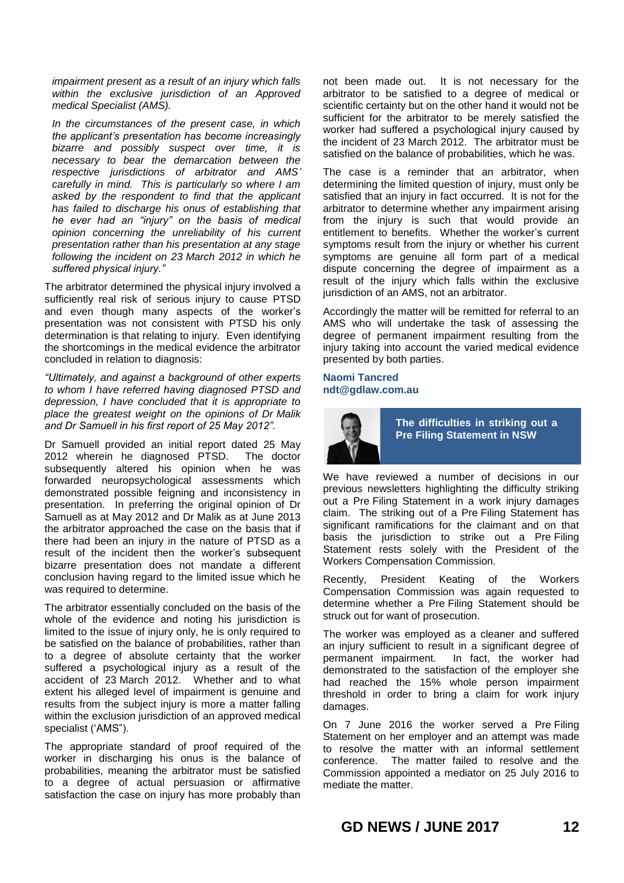*impairment present as a result of an injury which falls within the exclusive jurisdiction of an Approved medical Specialist (AMS).*

*In the circumstances of the present case, in which the applicant's presentation has become increasingly bizarre and possibly suspect over time, it is necessary to bear the demarcation between the respective jurisdictions of arbitrator and AMS' carefully in mind. This is particularly so where I am asked by the respondent to find that the applicant has failed to discharge his onus of establishing that he ever had an "injury" on the basis of medical opinion concerning the unreliability of his current presentation rather than his presentation at any stage following the incident on 23 March 2012 in which he suffered physical injury."*

The arbitrator determined the physical injury involved a sufficiently real risk of serious injury to cause PTSD and even though many aspects of the worker's presentation was not consistent with PTSD his only determination is that relating to injury. Even identifying the shortcomings in the medical evidence the arbitrator concluded in relation to diagnosis:

*"Ultimately, and against a background of other experts to whom I have referred having diagnosed PTSD and depression, I have concluded that it is appropriate to place the greatest weight on the opinions of Dr Malik and Dr Samuell in his first report of 25 May 2012".*

Dr Samuell provided an initial report dated 25 May 2012 wherein he diagnosed PTSD. The doctor subsequently altered his opinion when he was forwarded neuropsychological assessments which demonstrated possible feigning and inconsistency in presentation. In preferring the original opinion of Dr Samuell as at May 2012 and Dr Malik as at June 2013 the arbitrator approached the case on the basis that if there had been an injury in the nature of PTSD as a result of the incident then the worker's subsequent bizarre presentation does not mandate a different conclusion having regard to the limited issue which he was required to determine.

The arbitrator essentially concluded on the basis of the whole of the evidence and noting his jurisdiction is limited to the issue of injury only, he is only required to be satisfied on the balance of probabilities, rather than to a degree of absolute certainty that the worker suffered a psychological injury as a result of the accident of 23 March 2012. Whether and to what extent his alleged level of impairment is genuine and results from the subject injury is more a matter falling within the exclusion jurisdiction of an approved medical specialist ('AMS").

The appropriate standard of proof required of the worker in discharging his onus is the balance of probabilities, meaning the arbitrator must be satisfied to a degree of actual persuasion or affirmative satisfaction the case on injury has more probably than not been made out. It is not necessary for the arbitrator to be satisfied to a degree of medical or scientific certainty but on the other hand it would not be sufficient for the arbitrator to be merely satisfied the worker had suffered a psychological injury caused by the incident of 23 March 2012. The arbitrator must be satisfied on the balance of probabilities, which he was.

The case is a reminder that an arbitrator, when determining the limited question of injury, must only be satisfied that an injury in fact occurred. It is not for the arbitrator to determine whether any impairment arising from the injury is such that would provide an entitlement to benefits. Whether the worker's current symptoms result from the injury or whether his current symptoms are genuine all form part of a medical dispute concerning the degree of impairment as a result of the injury which falls within the exclusive jurisdiction of an AMS, not an arbitrator.

Accordingly the matter will be remitted for referral to an AMS who will undertake the task of assessing the degree of permanent impairment resulting from the injury taking into account the varied medical evidence presented by both parties.

**Naomi Tancred**
**ndt@gdlaw.com.au**

## The difficulties in striking out a Pre Filing Statement in NSW

We have reviewed a number of decisions in our previous newsletters highlighting the difficulty striking out a Pre Filing Statement in a work injury damages claim. The striking out of a Pre Filing Statement has significant ramifications for the claimant and on that basis the jurisdiction to strike out a Pre Filing Statement rests solely with the President of the Workers Compensation Commission.

Recently, President Keating of the Workers Compensation Commission was again requested to determine whether a Pre Filing Statement should be struck out for want of prosecution.

The worker was employed as a cleaner and suffered an injury sufficient to result in a significant degree of permanent impairment. In fact, the worker had demonstrated to the satisfaction of the employer she had reached the 15% whole person impairment threshold in order to bring a claim for work injury damages.

On 7 June 2016 the worker served a Pre Filing Statement on her employer and an attempt was made to resolve the matter with an informal settlement conference. The matter failed to resolve and the Commission appointed a mediator on 25 July 2016 to mediate the matter.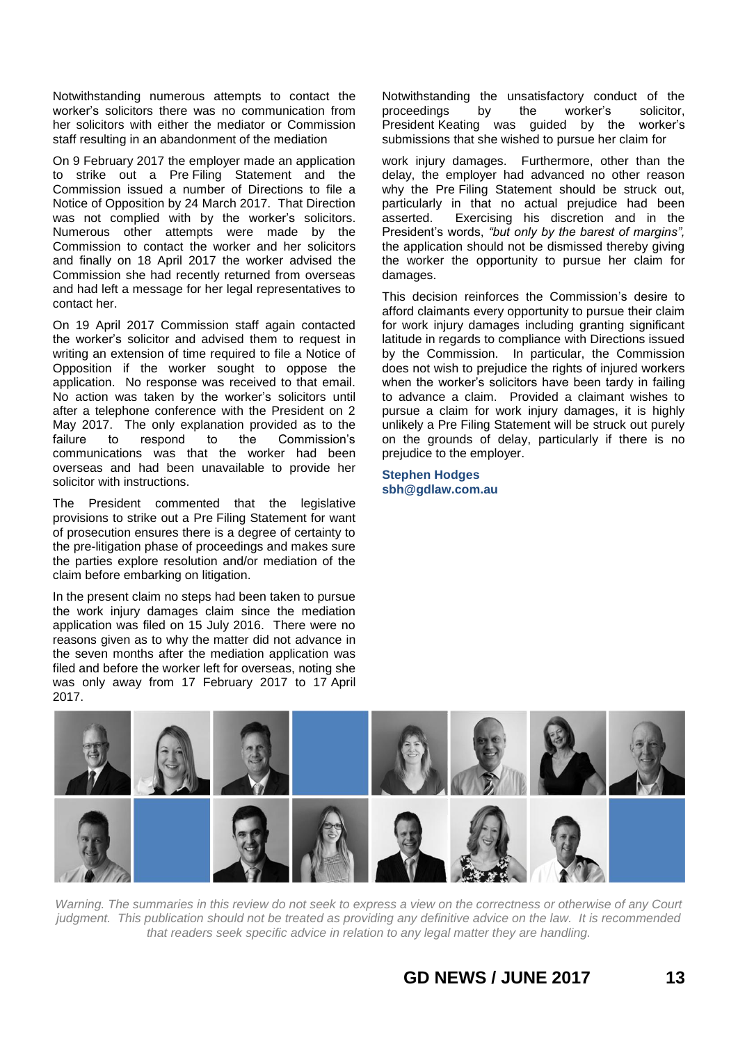Notwithstanding numerous attempts to contact the worker's solicitors there was no communication from her solicitors with either the mediator or Commission staff resulting in an abandonment of the mediation

On 9 February 2017 the employer made an application to strike out a Pre Filing Statement and the Commission issued a number of Directions to file a Notice of Opposition by 24 March 2017. That Direction was not complied with by the worker's solicitors. Numerous other attempts were made by the Commission to contact the worker and her solicitors and finally on 18 April 2017 the worker advised the Commission she had recently returned from overseas and had left a message for her legal representatives to contact her.

On 19 April 2017 Commission staff again contacted the worker's solicitor and advised them to request in writing an extension of time required to file a Notice of Opposition if the worker sought to oppose the application. No response was received to that email. No action was taken by the worker's solicitors until after a telephone conference with the President on 2 May 2017. The only explanation provided as to the failure to respond to the Commission's communications was that the worker had been overseas and had been unavailable to provide her solicitor with instructions.

The President commented that the legislative provisions to strike out a Pre Filing Statement for want of prosecution ensures there is a degree of certainty to the pre-litigation phase of proceedings and makes sure the parties explore resolution and/or mediation of the claim before embarking on litigation.

In the present claim no steps had been taken to pursue the work injury damages claim since the mediation application was filed on 15 July 2016. There were no reasons given as to why the matter did not advance in the seven months after the mediation application was filed and before the worker left for overseas, noting she was only away from 17 February 2017 to 17 April 2017.

Notwithstanding the unsatisfactory conduct of the proceedings by the worker's solicitor, President Keating was guided by the worker's submissions that she wished to pursue her claim for work injury damages. Furthermore, other than the delay, the employer had advanced no other reason why the Pre Filing Statement should be struck out, particularly in that no actual prejudice had been asserted. Exercising his discretion and in the President's words, *"but only by the barest of margins"*, the application should not be dismissed thereby giving the worker the opportunity to pursue her claim for damages.

This decision reinforces the Commission's desire to afford claimants every opportunity to pursue their claim for work injury damages including granting significant latitude in regards to compliance with Directions issued by the Commission. In particular, the Commission does not wish to prejudice the rights of injured workers when the worker's solicitors have been tardy in failing to advance a claim. Provided a claimant wishes to pursue a claim for work injury damages, it is highly unlikely a Pre Filing Statement will be struck out purely on the grounds of delay, particularly if there is no prejudice to the employer.

**Stephen Hodges**
**sbh@gdlaw.com.au**

*Warning. The summaries in this review do not seek to express a view on the correctness or otherwise of any Court judgment. This publication should not be treated as providing any definitive advice on the law. It is recommended that readers seek specific advice in relation to any legal matter they are handling.*